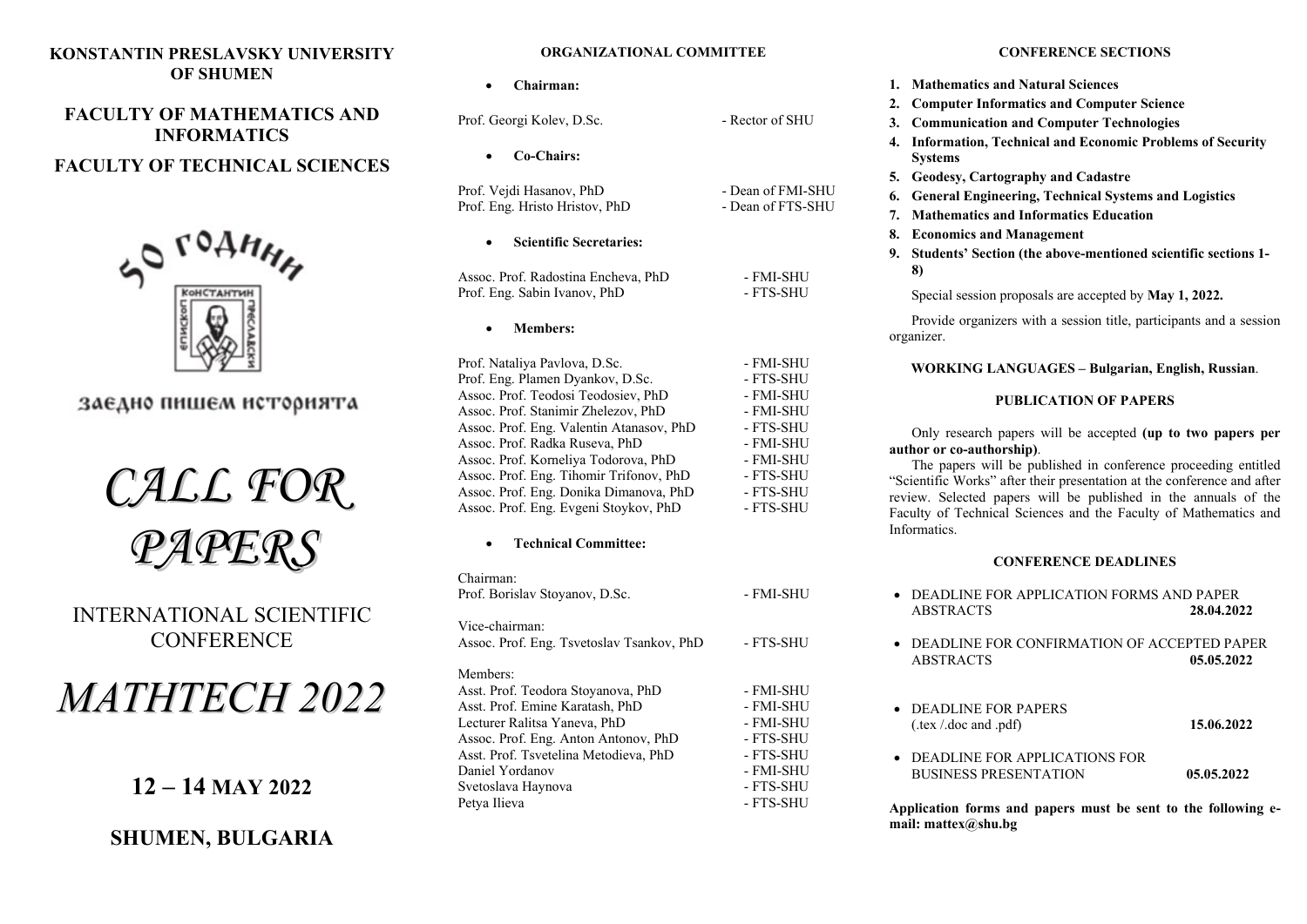**KONSTANTIN PRESLAVSKY UNIVERSITY OF SHUMEN**

**FACULTY OF MATHEMATICS AND INFORMATICS**

**FACULTY OF TECHNICAL SCIENCES**

50 години

заедно пишем историята

# *CALL FOR PAPERS*

## INTERNATIONAL SCIENTIFIC CONFERENCE

# *MATHTECH 2022*

## 12 – 14 MAY 2022

## SHUMEN, BULGARIA

### ORGANIZATIONAL COMMITTEE

- **Chairman:**

Prof. Georgi Kolev, D.Sc. - Rector of SHU

- **Co-Chairs:**

Prof. Vejdi Hasanov, PhD - Dean of FMI-SHU
Prof. Eng. Hristo Hristov, PhD - Dean of FTS-SHU

- **Scientific Secretaries:**

Assoc. Prof. Radostina Encheva, PhD - FMI-SHU
Prof. Eng. Sabin Ivanov, PhD - FTS-SHU

- **Members:**

Prof. Nataliya Pavlova, D.Sc. - FMI-SHU
Prof. Eng. Plamen Dyankov, D.Sc. - FTS-SHU
Assoc. Prof. Teodosi Teodosiev, PhD - FMI-SHU
Assoc. Prof. Stanimir Zhelezov, PhD - FMI-SHU
Assoc. Prof. Eng. Valentin Atanasov, PhD - FTS-SHU
Assoc. Prof. Radka Ruseva, PhD - FMI-SHU
Assoc. Prof. Korneliya Todorova, PhD - FMI-SHU
Assoc. Prof. Eng. Tihomir Trifonov, PhD - FTS-SHU
Assoc. Prof. Eng. Donika Dimanova, PhD - FTS-SHU
Assoc. Prof. Eng. Evgeni Stoykov, PhD - FTS-SHU

- **Technical Committee:**

Chairman:
Prof. Borislav Stoyanov, D.Sc. - FMI-SHU

Vice-chairman:
Assoc. Prof. Eng. Tsvetoslav Tsankov, PhD - FTS-SHU

Members:
Asst. Prof. Teodora Stoyanova, PhD - FMI-SHU
Asst. Prof. Emine Karatash, PhD - FMI-SHU
Lecturer Ralitsa Yaneva, PhD - FMI-SHU
Assoc. Prof. Eng. Anton Antonov, PhD - FTS-SHU
Asst. Prof. Tsvetelina Metodieva, PhD - FTS-SHU
Daniel Yordanov - FMI-SHU
Svetoslava Haynova - FTS-SHU
Petya Ilieva - FTS-SHU

### CONFERENCE SECTIONS

1. **Mathematics and Natural Sciences**
2. **Computer Informatics and Computer Science**
3. **Communication and Computer Technologies**
4. **Information, Technical and Economic Problems of Security Systems**
5. **Geodesy, Cartography and Cadastre**
6. **General Engineering, Technical Systems and Logistics**
7. **Mathematics and Informatics Education**
8. **Economics and Management**
9. **Students' Section (the above-mentioned scientific sections 1-8)**

Special session proposals are accepted by **May 1, 2022.**

Provide organizers with a session title, participants and a session organizer.

**WORKING LANGUAGES – Bulgarian, English, Russian**.

### PUBLICATION OF PAPERS

Only research papers will be accepted **(up to two papers per author or co-authorship)**.

The papers will be published in conference proceeding entitled "Scientific Works" after their presentation at the conference and after review. Selected papers will be published in the annuals of the Faculty of Technical Sciences and the Faculty of Mathematics and Informatics.

### CONFERENCE DEADLINES

- DEADLINE FOR APPLICATION FORMS AND PAPER ABSTRACTS **28.04.2022**
- DEADLINE FOR CONFIRMATION OF ACCEPTED PAPER ABSTRACTS **05.05.2022**
- DEADLINE FOR PAPERS (.tex /.doc and .pdf) **15.06.2022**
- DEADLINE FOR APPLICATIONS FOR BUSINESS PRESENTATION **05.05.2022**

**Application forms and papers must be sent to the following e-mail: mattex@shu.bg**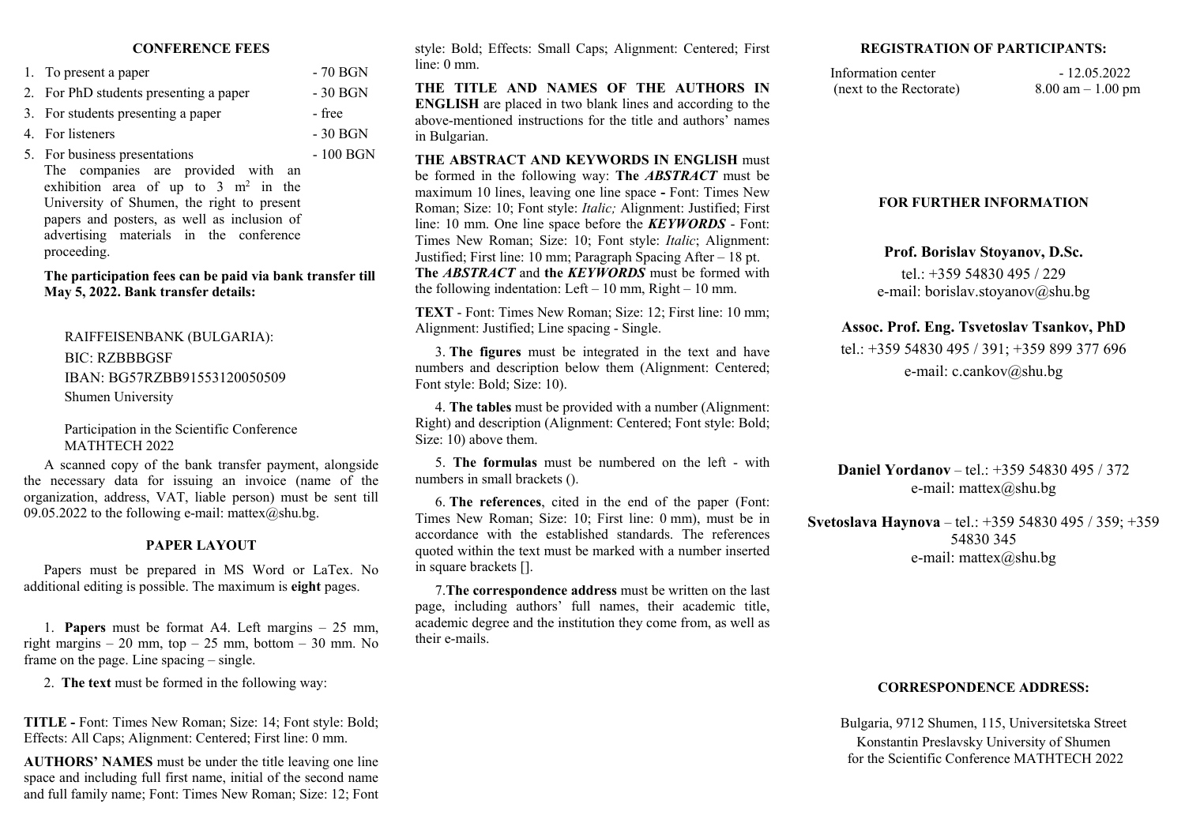## CONFERENCE FEES

1. To present a paper - 70 BGN
2. For PhD students presenting a paper - 30 BGN
3. For students presenting a paper - free
4. For listeners - 30 BGN
5. For business presentations - 100 BGN
   The companies are provided with an exhibition area of up to 3 m$^2$ in the University of Shumen, the right to present papers and posters, as well as inclusion of advertising materials in the conference proceeding.

**The participation fees can be paid via bank transfer till May 5, 2022. Bank transfer details:**

RAIFFEISENBANK (BULGARIA):
BIC: RZBBBGSF
IBAN: BG57RZBB91553120050509
Shumen University

Participation in the Scientific Conference
MATHTECH 2022

A scanned copy of the bank transfer payment, alongside the necessary data for issuing an invoice (name of the organization, address, VAT, liable person) must be sent till 09.05.2022 to the following e-mail: mattex@shu.bg.

## PAPER LAYOUT

Papers must be prepared in MS Word or LaTex. No additional editing is possible. The maximum is **eight** pages.

1. **Papers** must be format A4. Left margins – 25 mm, right margins – 20 mm, top – 25 mm, bottom – 30 mm. No frame on the page. Line spacing – single.

2. **The text** must be formed in the following way:

**TITLE -** Font: Times New Roman; Size: 14; Font style: Bold; Effects: All Caps; Alignment: Centered; First line: 0 mm.

**AUTHORS' NAMES** must be under the title leaving one line space and including full first name, initial of the second name and full family name; Font: Times New Roman; Size: 12; Font style: Bold; Effects: Small Caps; Alignment: Centered; First line: 0 mm.

**THE TITLE AND NAMES OF THE AUTHORS IN ENGLISH** are placed in two blank lines and according to the above-mentioned instructions for the title and authors' names in Bulgarian.

**THE ABSTRACT AND KEYWORDS IN ENGLISH** must be formed in the following way: **The *ABSTRACT*** must be maximum 10 lines, leaving one line space **-** Font: Times New Roman; Size: 10; Font style: *Italic;* Alignment: Justified; First line: 10 mm. One line space before the ***KEYWORDS*** - Font: Times New Roman; Size: 10; Font style: *Italic*; Alignment: Justified; First line: 10 mm; Paragraph Spacing After – 18 pt.
**The *ABSTRACT*** and **the *KEYWORDS*** must be formed with the following indentation: Left – 10 mm, Right – 10 mm.

**TEXT** - Font: Times New Roman; Size: 12; First line: 10 mm; Alignment: Justified; Line spacing - Single.

3. **The figures** must be integrated in the text and have numbers and description below them (Alignment: Centered; Font style: Bold; Size: 10).

4. **The tables** must be provided with a number (Alignment: Right) and description (Alignment: Centered; Font style: Bold; Size: 10) above them.

5. **The formulas** must be numbered on the left - with numbers in small brackets ().

6. **The references**, cited in the end of the paper (Font: Times New Roman; Size: 10; First line: 0 mm), must be in accordance with the established standards. The references quoted within the text must be marked with a number inserted in square brackets [].

7. **The correspondence address** must be written on the last page, including authors' full names, their academic title, academic degree and the institution they come from, as well as their e-mails.

## REGISTRATION OF PARTICIPANTS:

Information center (next to the Rectorate) - 12.05.2022, 8.00 am – 1.00 pm

## FOR FURTHER INFORMATION

**Prof. Borislav Stoyanov, D.Sc.**
tel.: +359 54830 495 / 229
e-mail: borislav.stoyanov@shu.bg

**Assoc. Prof. Eng. Tsvetoslav Tsankov, PhD**
tel.: +359 54830 495 / 391; +359 899 377 696
e-mail: c.cankov@shu.bg

**Daniel Yordanov** – tel.: +359 54830 495 / 372
e-mail: mattex@shu.bg

**Svetoslava Haynova** – tel.: +359 54830 495 / 359; +359 54830 345
e-mail: mattex@shu.bg

## CORRESPONDENCE ADDRESS:

Bulgaria, 9712 Shumen, 115, Universitetska Street
Konstantin Preslavsky University of Shumen
for the Scientific Conference MATHTECH 2022